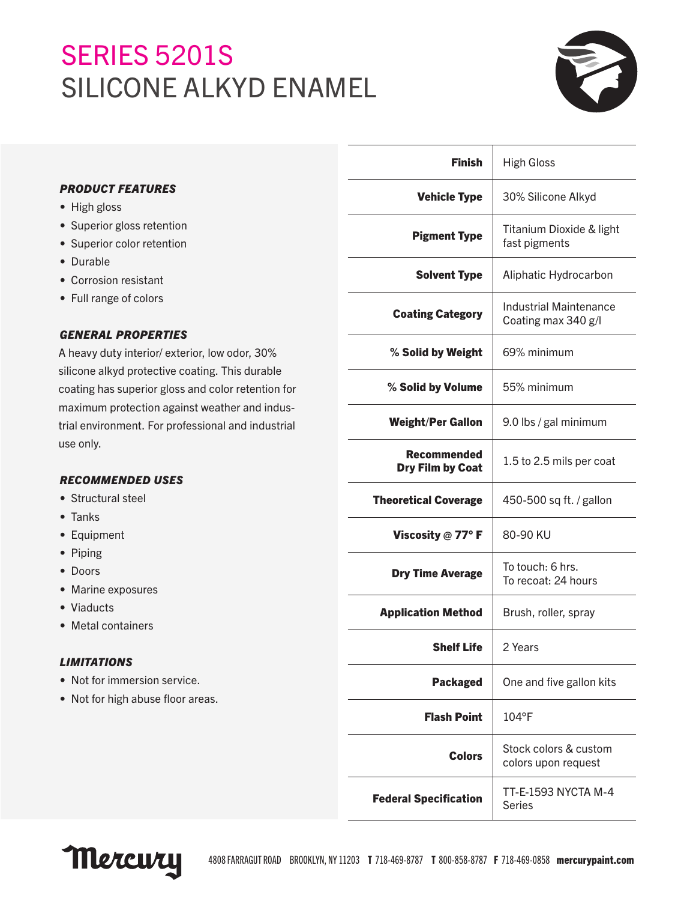# SERIES 5201S
# SILICONE ALKYD ENAMEL

***PRODUCT FEATURES***

- High gloss
- Superior gloss retention
- Superior color retention
- Durable
- Corrosion resistant
- Full range of colors

***GENERAL PROPERTIES***

A heavy duty interior/ exterior, low odor, 30% silicone alkyd protective coating. This durable coating has superior gloss and color retention for maximum protection against weather and industrial environment. For professional and industrial use only.

***RECOMMENDED USES***

- Structural steel
- Tanks
- Equipment
- Piping
- Doors
- Marine exposures
- Viaducts
- Metal containers

***LIMITATIONS***

- Not for immersion service.
- Not for high abuse floor areas.

| | |
|---|---|
| **Finish** | High Gloss |
| **Vehicle Type** | 30% Silicone Alkyd |
| **Pigment Type** | Titanium Dioxide & light fast pigments |
| **Solvent Type** | Aliphatic Hydrocarbon |
| **Coating Category** | Industrial Maintenance Coating max 340 g/l |
| **% Solid by Weight** | 69% minimum |
| **% Solid by Volume** | 55% minimum |
| **Weight/Per Gallon** | 9.0 lbs / gal minimum |
| **Recommended Dry Film by Coat** | 1.5 to 2.5 mils per coat |
| **Theoretical Coverage** | 450-500 sq ft. / gallon |
| **Viscosity @ 77° F** | 80-90 KU |
| **Dry Time Average** | To touch: 6 hrs.<br>To recoat: 24 hours |
| **Application Method** | Brush, roller, spray |
| **Shelf Life** | 2 Years |
| **Packaged** | One and five gallon kits |
| **Flash Point** | 104°F |
| **Colors** | Stock colors & custom colors upon request |
| **Federal Specification** | TT-E-1593 NYCTA M-4 Series |

Mercury 4808 FARRAGUT ROAD BROOKLYN, NY 11203 **T** 718-469-8787 **T** 800-858-8787 **F** 718-469-0858 **mercurypaint.com**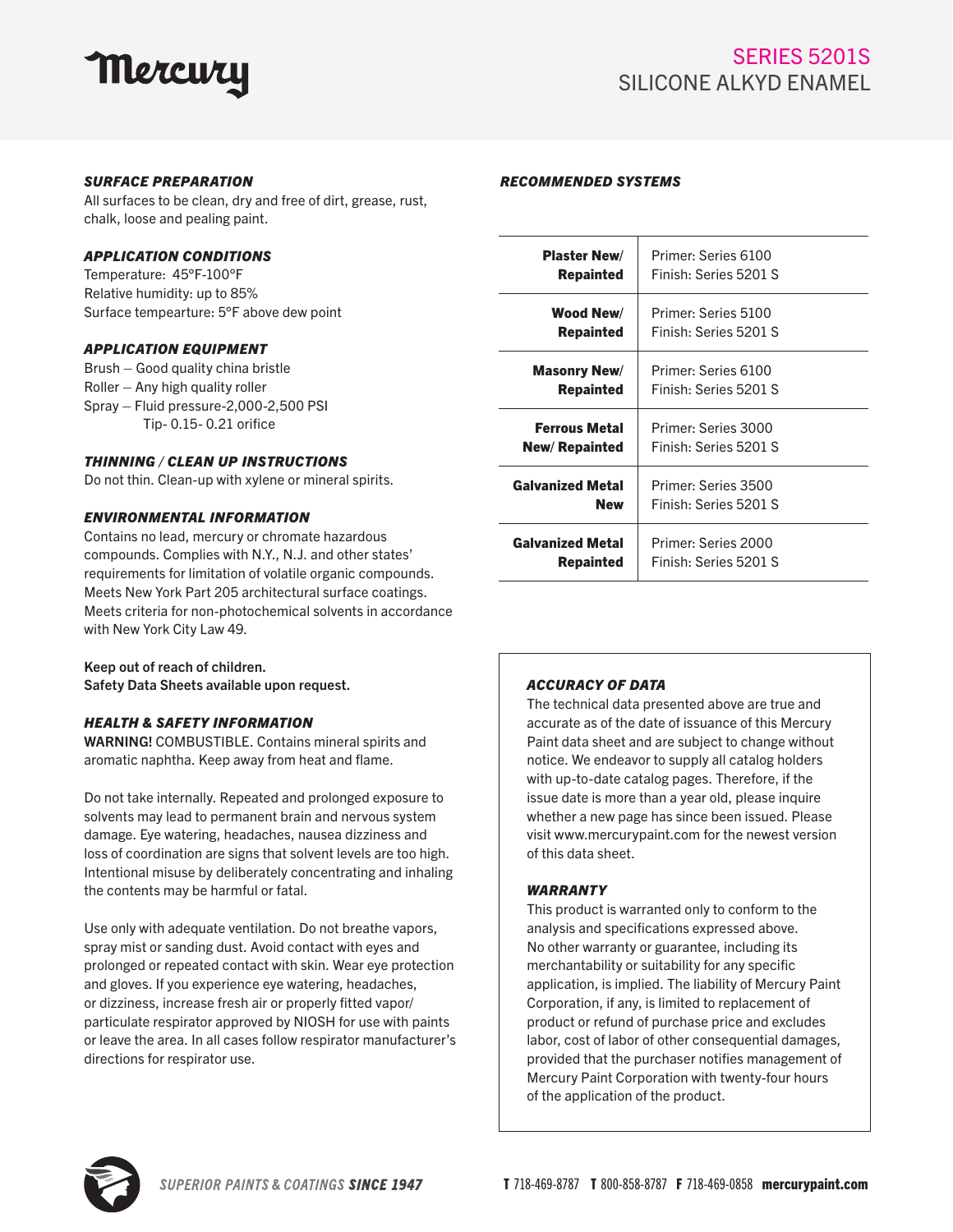# SERIES 5201S
## SILICONE ALKYD ENAMEL

### *SURFACE PREPARATION*
All surfaces to be clean, dry and free of dirt, grease, rust, chalk, loose and pealing paint.

### *APPLICATION CONDITIONS*
Temperature: 45°F-100°F
Relative humidity: up to 85%
Surface tempearture: 5°F above dew point

### *APPLICATION EQUIPMENT*
Brush – Good quality china bristle
Roller – Any high quality roller
Spray – Fluid pressure-2,000-2,500 PSI
Tip- 0.15- 0.21 orifice

### *THINNING / CLEAN UP INSTRUCTIONS*
Do not thin. Clean-up with xylene or mineral spirits.

### *ENVIRONMENTAL INFORMATION*
Contains no lead, mercury or chromate hazardous compounds. Complies with N.Y., N.J. and other states' requirements for limitation of volatile organic compounds. Meets New York Part 205 architectural surface coatings. Meets criteria for non-photochemical solvents in accordance with New York City Law 49.

**Keep out of reach of children.**
**Safety Data Sheets available upon request.**

### *HEALTH & SAFETY INFORMATION*
**WARNING!** COMBUSTIBLE. Contains mineral spirits and aromatic naphtha. Keep away from heat and flame.

Do not take internally. Repeated and prolonged exposure to solvents may lead to permanent brain and nervous system damage. Eye watering, headaches, nausea dizziness and loss of coordination are signs that solvent levels are too high. Intentional misuse by deliberately concentrating and inhaling the contents may be harmful or fatal.

Use only with adequate ventilation. Do not breathe vapors, spray mist or sanding dust. Avoid contact with eyes and prolonged or repeated contact with skin. Wear eye protection and gloves. If you experience eye watering, headaches, or dizziness, increase fresh air or properly fitted vapor/ particulate respirator approved by NIOSH for use with paints or leave the area. In all cases follow respirator manufacturer's directions for respirator use.

### *RECOMMENDED SYSTEMS*

| | |
|---|---|
| **Plaster New/ Repainted** | Primer: Series 6100<br>Finish: Series 5201 S |
| **Wood New/ Repainted** | Primer: Series 5100<br>Finish: Series 5201 S |
| **Masonry New/ Repainted** | Primer: Series 6100<br>Finish: Series 5201 S |
| **Ferrous Metal New/ Repainted** | Primer: Series 3000<br>Finish: Series 5201 S |
| **Galvanized Metal New** | Primer: Series 3500<br>Finish: Series 5201 S |
| **Galvanized Metal Repainted** | Primer: Series 2000<br>Finish: Series 5201 S |

### *ACCURACY OF DATA*
The technical data presented above are true and accurate as of the date of issuance of this Mercury Paint data sheet and are subject to change without notice. We endeavor to supply all catalog holders with up-to-date catalog pages. Therefore, if the issue date is more than a year old, please inquire whether a new page has since been issued. Please visit www.mercurypaint.com for the newest version of this data sheet.

### *WARRANTY*
This product is warranted only to conform to the analysis and specifications expressed above. No other warranty or guarantee, including its merchantability or suitability for any specific application, is implied. The liability of Mercury Paint Corporation, if any, is limited to replacement of product or refund of purchase price and excludes labor, cost of labor of other consequential damages, provided that the purchaser notifies management of Mercury Paint Corporation with twenty-four hours of the application of the product.

*SUPERIOR PAINTS & COATINGS* ***SINCE 1947***

**T** 718-469-8787 **T** 800-858-8787 **F** 718-469-0858 **mercurypaint.com**